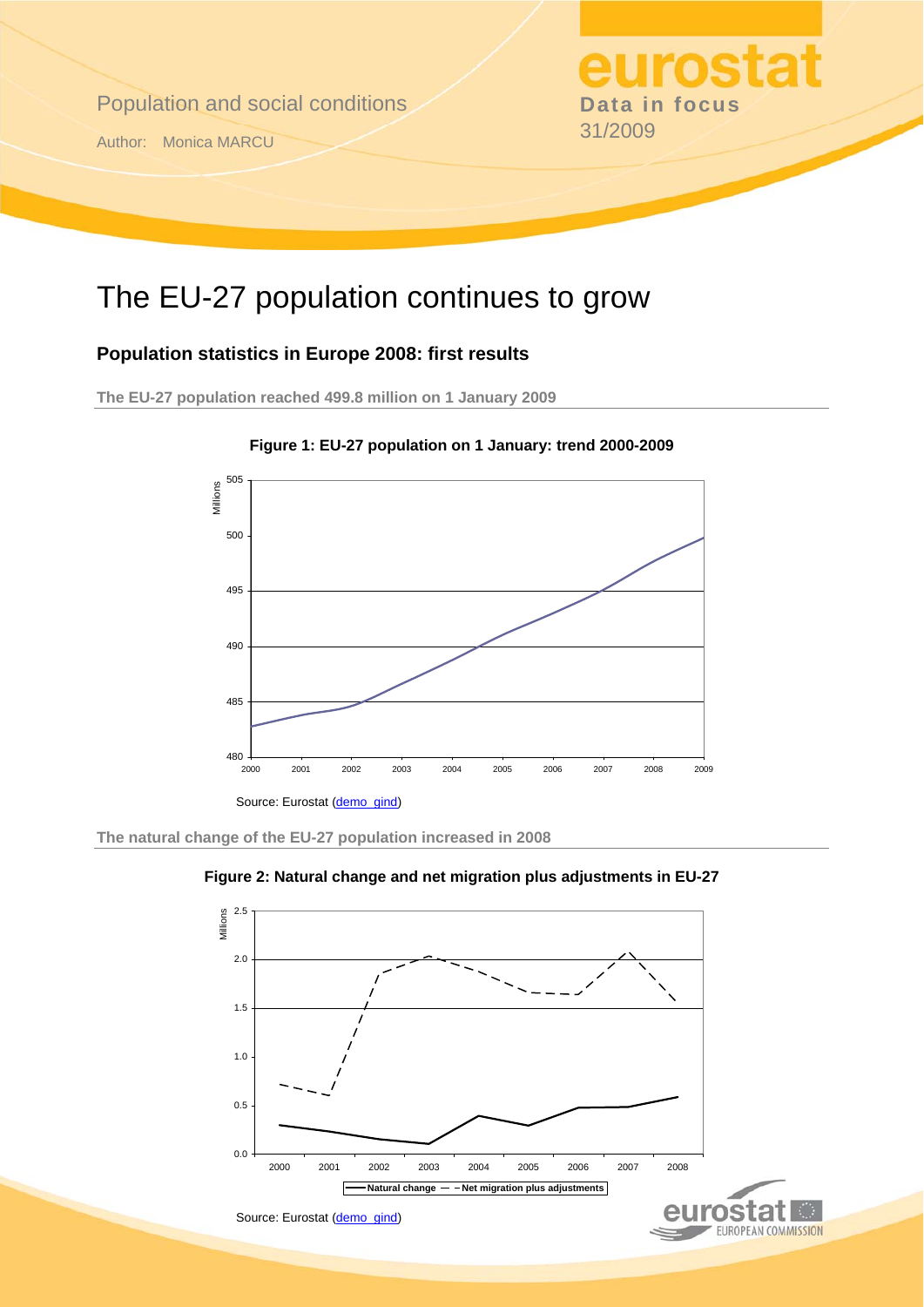Population and social conditions

Author: Monica MARCU

**eurostat**
**Data in focus**
31/2009

# The EU-27 population continues to grow

## Population statistics in Europe 2008: first results

### The EU-27 population reached 499.8 million on 1 January 2009

**Figure 1: EU-27 population on 1 January: trend 2000-2009**

Source: Eurostat (demo_gind)

### The natural change of the EU-27 population increased in 2008

**Figure 2: Natural change and net migration plus adjustments in EU-27**

Source: Eurostat (demo_gind)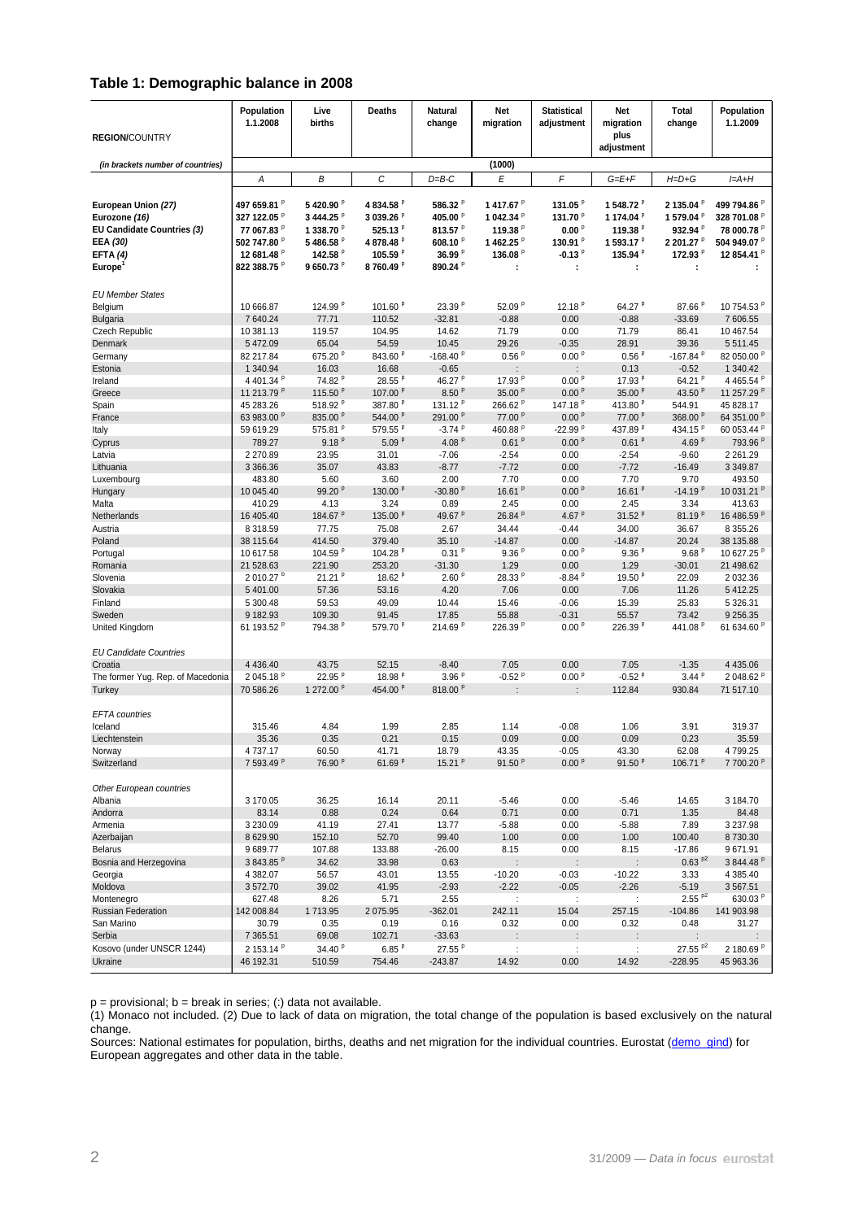## Table 1: Demographic balance in 2008

| REGION/COUNTRY | Population 1.1.2008 | Live births | Deaths | Natural change | Net migration | Statistical adjustment | Net migration plus adjustment | Total change | Population 1.1.2009 |
|---|---|---|---|---|---|---|---|---|---|
| *(in brackets number of countries)* | (1000) | | | | | | | | |
| | A | B | C | D=B-C | E | F | G=E+F | H=D+G | I=A+H |
| **European Union** ***(27)*** | **497 659.81** p | **5 420.90** p | **4 834.58** p | **586.32** p | **1 417.67** p | **131.05** p | **1 548.72** p | **2 135.04** p | **499 794.86** p |
| **Eurozone** ***(16)*** | **327 122.05** p | **3 444.25** p | **3 039.26** p | **405.00** p | **1 042.34** p | **131.70** p | **1 174.04** p | **1 579.04** p | **328 701.08** p |
| **EU Candidate Countries** ***(3)*** | **77 067.83** p | **1 338.70** p | **525.13** p | **813.57** p | **119.38** p | **0.00** p | **119.38** p | **932.94** p | **78 000.78** p |
| **EEA** ***(30)*** | **502 747.80** p | **5 486.58** p | **4 878.48** p | **608.10** p | **1 462.25** p | **130.91** p | **1 593.17** p | **2 201.27** p | **504 949.07** p |
| **EFTA** ***(4)*** | **12 681.48** p | **142.58** p | **105.59** p | **36.99** p | **136.08** p | **-0.13** p | **135.94** p | **172.93** p | **12 854.41** p |
| **Europe**[1] | **822 388.75** p | **9 650.73** p | **8 760.49** p | **890.24** p | : | : | : | : | : |
| *EU Member States* | | | | | | | | | |
| Belgium | 10 666.87 | 124.99 p | 101.60 p | 23.39 p | 52.09 p | 12.18 p | 64.27 p | 87.66 p | 10 754.53 p |
| Bulgaria | 7 640.24 | 77.71 | 110.52 | -32.81 | -0.88 | 0.00 | -0.88 | -33.69 | 7 606.55 |
| Czech Republic | 10 381.13 | 119.57 | 104.95 | 14.62 | 71.79 | 0.00 | 71.79 | 86.41 | 10 467.54 |
| Denmark | 5 472.09 | 65.04 | 54.59 | 10.45 | 29.26 | -0.35 | 28.91 | 39.36 | 5 511.45 |
| Germany | 82 217.84 | 675.20 p | 843.60 p | -168.40 p | 0.56 p | 0.00 p | 0.56 p | -167.84 p | 82 050.00 p |
| Estonia | 1 340.94 | 16.03 | 16.68 | -0.65 | : | : | 0.13 | -0.52 | 1 340.42 |
| Ireland | 4 401.34 p | 74.82 p | 28.55 p | 46.27 p | 17.93 p | 0.00 p | 17.93 p | 64.21 p | 4 465.54 p |
| Greece | 11 213.79 p | 115.50 p | 107.00 p | 8.50 p | 35.00 p | 0.00 p | 35.00 p | 43.50 p | 11 257.29 p |
| Spain | 45 283.26 | 518.92 p | 387.80 p | 131.12 p | 266.62 p | 147.18 p | 413.80 p | 544.91 | 45 828.17 |
| France | 63 983.00 p | 835.00 p | 544.00 p | 291.00 p | 77.00 p | 0.00 p | 77.00 p | 368.00 p | 64 351.00 p |
| Italy | 59 619.29 | 575.81 p | 579.55 p | -3.74 p | 460.88 p | -22.99 p | 437.89 p | 434.15 p | 60 053.44 p |
| Cyprus | 789.27 | 9.18 p | 5.09 p | 4.08 p | 0.61 p | 0.00 p | 0.61 p | 4.69 p | 793.96 p |
| Latvia | 2 270.89 | 23.95 | 31.01 | -7.06 | -2.54 | 0.00 | -2.54 | -9.60 | 2 261.29 |
| Lithuania | 3 366.36 | 35.07 | 43.83 | -8.77 | -7.72 | 0.00 | -7.72 | -16.49 | 3 349.87 |
| Luxembourg | 483.80 | 5.60 | 3.60 | 2.00 | 7.70 | 0.00 | 7.70 | 9.70 | 493.50 |
| Hungary | 10 045.40 | 99.20 p | 130.00 p | -30.80 p | 16.61 p | 0.00 p | 16.61 p | -14.19 p | 10 031.21 p |
| Malta | 410.29 | 4.13 | 3.24 | 0.89 | 2.45 | 0.00 | 2.45 | 3.34 | 413.63 |
| Netherlands | 16 405.40 | 184.67 p | 135.00 p | 49.67 p | 26.84 p | 4.67 p | 31.52 p | 81.19 p | 16 486.59 p |
| Austria | 8 318.59 | 77.75 | 75.08 | 2.67 | 34.44 | -0.44 | 34.00 | 36.67 | 8 355.26 |
| Poland | 38 115.64 | 414.50 | 379.40 | 35.10 | -14.87 | 0.00 | -14.87 | 20.24 | 38 135.88 |
| Portugal | 10 617.58 | 104.59 p | 104.28 p | 0.31 p | 9.36 p | 0.00 p | 9.36 p | 9.68 p | 10 627.25 p |
| Romania | 21 528.63 | 221.90 | 253.20 | -31.30 | 1.29 | 0.00 | 1.29 | -30.01 | 21 498.62 |
| Slovenia | 2 010.27 b | 21.21 p | 18.62 p | 2.60 p | 28.33 p | -8.84 p | 19.50 p | 22.09 | 2 032.36 |
| Slovakia | 5 401.00 | 57.36 | 53.16 | 4.20 | 7.06 | 0.00 | 7.06 | 11.26 | 5 412.25 |
| Finland | 5 300.48 | 59.53 | 49.09 | 10.44 | 15.46 | -0.06 | 15.39 | 25.83 | 5 326.31 |
| Sweden | 9 182.93 | 109.30 | 91.45 | 17.85 | 55.88 | -0.31 | 55.57 | 73.42 | 9 256.35 |
| United Kingdom | 61 193.52 p | 794.38 p | 579.70 p | 214.69 p | 226.39 p | 0.00 p | 226.39 p | 441.08 p | 61 634.60 p |
| *EU Candidate Countries* | | | | | | | | | |
| Croatia | 4 436.40 | 43.75 | 52.15 | -8.40 | 7.05 | 0.00 | 7.05 | -1.35 | 4 435.06 |
| The former Yug. Rep. of Macedonia | 2 045.18 p | 22.95 p | 18.98 p | 3.96 p | -0.52 p | 0.00 p | -0.52 p | 3.44 p | 2 048.62 p |
| Turkey | 70 586.26 | 1 272.00 p | 454.00 p | 818.00 p | : | : | 112.84 | 930.84 | 71 517.10 |
| *EFTA countries* | | | | | | | | | |
| Iceland | 315.46 | 4.84 | 1.99 | 2.85 | 1.14 | -0.08 | 1.06 | 3.91 | 319.37 |
| Liechtenstein | 35.36 | 0.35 | 0.21 | 0.15 | 0.09 | 0.00 | 0.09 | 0.23 | 35.59 |
| Norway | 4 737.17 | 60.50 | 41.71 | 18.79 | 43.35 | -0.05 | 43.30 | 62.08 | 4 799.25 |
| Switzerland | 7 593.49 p | 76.90 p | 61.69 p | 15.21 p | 91.50 p | 0.00 p | 91.50 p | 106.71 p | 7 700.20 p |
| *Other European countries* | | | | | | | | | |
| Albania | 3 170.05 | 36.25 | 16.14 | 20.11 | -5.46 | 0.00 | -5.46 | 14.65 | 3 184.70 |
| Andorra | 83.14 | 0.88 | 0.24 | 0.64 | 0.71 | 0.00 | 0.71 | 1.35 | 84.48 |
| Armenia | 3 230.09 | 41.19 | 27.41 | 13.77 | -5.88 | 0.00 | -5.88 | 7.89 | 3 237.98 |
| Azerbaijan | 8 629.90 | 152.10 | 52.70 | 99.40 | 1.00 | 0.00 | 1.00 | 100.40 | 8 730.30 |
| Belarus | 9 689.77 | 107.88 | 133.88 | -26.00 | 8.15 | 0.00 | 8.15 | -17.86 | 9 671.91 |
| Bosnia and Herzegovina | 3 843.85 p | 34.62 | 33.98 | 0.63 | : | : | : | 0.63 p2 | 3 844.48 p |
| Georgia | 4 382.07 | 56.57 | 43.01 | 13.55 | -10.20 | -0.03 | -10.22 | 3.33 | 4 385.40 |
| Moldova | 3 572.70 | 39.02 | 41.95 | -2.93 | -2.22 | -0.05 | -2.26 | -5.19 | 3 567.51 |
| Montenegro | 627.48 | 8.26 | 5.71 | 2.55 | : | : | : | 2.55 p2 | 630.03 p |
| Russian Federation | 142 008.84 | 1 713.95 | 2 075.95 | -362.01 | 242.11 | 15.04 | 257.15 | -104.86 | 141 903.98 |
| San Marino | 30.79 | 0.35 | 0.19 | 0.16 | 0.32 | 0.00 | 0.32 | 0.48 | 31.27 |
| Serbia | 7 365.51 | 69.08 | 102.71 | -33.63 | : | : | : | : | : |
| Kosovo (under UNSCR 1244) | 2 153.14 p | 34.40 p | 6.85 p | 27.55 p | : | : | : | 27.55 p2 | 2 180.69 p |
| Ukraine | 46 192.31 | 510.59 | 754.46 | -243.87 | 14.92 | 0.00 | 14.92 | -228.95 | 45 963.36 |

p = provisional; b = break in series; (:) data not available.

(1) Monaco not included. (2) Due to lack of data on migration, the total change of the population is based exclusively on the natural change.

Sources: National estimates for population, births, deaths and net migration for the individual countries. Eurostat (demo_gind) for European aggregates and other data in the table.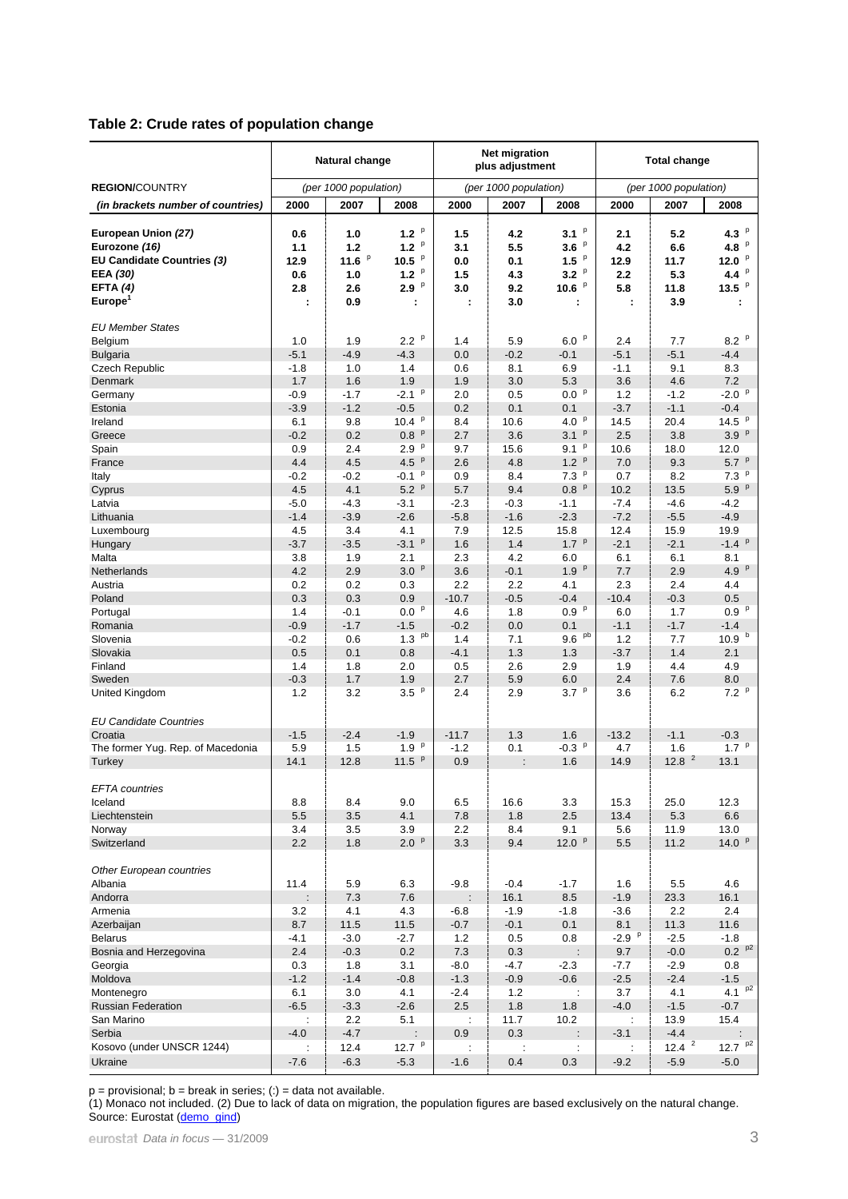## Table 2: Crude rates of population change

| REGION/COUNTRY | Natural change (per 1000 population) | | | Net migration plus adjustment (per 1000 population) | | | Total change (per 1000 population) | | |
|---|---|---|---|---|---|---|---|---|---|
| *(in brackets number of countries)* | **2000** | **2007** | **2008** | **2000** | **2007** | **2008** | **2000** | **2007** | **2008** |
| **European Union (27)** | **0.6** | **1.0** | **1.2** p | **1.5** | **4.2** | **3.1** p | **2.1** | **5.2** | **4.3** p |
| **Eurozone (16)** | **1.1** | **1.2** | **1.2** p | **3.1** | **5.5** | **3.6** p | **4.2** | **6.6** | **4.8** p |
| **EU Candidate Countries (3)** | **12.9** | **11.6** p | **10.5** p | **0.0** | **0.1** | **1.5** p | **12.9** | **11.7** | **12.0** p |
| **EEA (30)** | **0.6** | **1.0** | **1.2** p | **1.5** | **4.3** | **3.2** p | **2.2** | **5.3** | **4.4** p |
| **EFTA (4)** | **2.8** | **2.6** | **2.9** p | **3.0** | **9.2** | **10.6** p | **5.8** | **11.8** | **13.5** p |
| **Europe**[1] | **:** | **0.9** | **:** | **:** | **3.0** | **:** | **:** | **3.9** | **:** |
| *EU Member States* | | | | | | | | | |
| Belgium | 1.0 | 1.9 | 2.2 p | 1.4 | 5.9 | 6.0 p | 2.4 | 7.7 | 8.2 p |
| Bulgaria | -5.1 | -4.9 | -4.3 | 0.0 | -0.2 | -0.1 | -5.1 | -5.1 | -4.4 |
| Czech Republic | -1.8 | 1.0 | 1.4 | 0.6 | 8.1 | 6.9 | -1.1 | 9.1 | 8.3 |
| Denmark | 1.7 | 1.6 | 1.9 | 1.9 | 3.0 | 5.3 | 3.6 | 4.6 | 7.2 |
| Germany | -0.9 | -1.7 | -2.1 p | 2.0 | 0.5 | 0.0 p | 1.2 | -1.2 | -2.0 p |
| Estonia | -3.9 | -1.2 | -0.5 | 0.2 | 0.1 | 0.1 | -3.7 | -1.1 | -0.4 |
| Ireland | 6.1 | 9.8 | 10.4 p | 8.4 | 10.6 | 4.0 p | 14.5 | 20.4 | 14.5 p |
| Greece | -0.2 | 0.2 | 0.8 p | 2.7 | 3.6 | 3.1 p | 2.5 | 3.8 | 3.9 p |
| Spain | 0.9 | 2.4 | 2.9 p | 9.7 | 15.6 | 9.1 p | 10.6 | 18.0 | 12.0 |
| France | 4.4 | 4.5 | 4.5 p | 2.6 | 4.8 | 1.2 p | 7.0 | 9.3 | 5.7 p |
| Italy | -0.2 | -0.2 | -0.1 p | 0.9 | 8.4 | 7.3 p | 0.7 | 8.2 | 7.3 p |
| Cyprus | 4.5 | 4.1 | 5.2 p | 5.7 | 9.4 | 0.8 p | 10.2 | 13.5 | 5.9 p |
| Latvia | -5.0 | -4.3 | -3.1 | -2.3 | -0.3 | -1.1 | -7.4 | -4.6 | -4.2 |
| Lithuania | -1.4 | -3.9 | -2.6 | -5.8 | -1.6 | -2.3 | -7.2 | -5.5 | -4.9 |
| Luxembourg | 4.5 | 3.4 | 4.1 | 7.9 | 12.5 | 15.8 | 12.4 | 15.9 | 19.9 |
| Hungary | -3.7 | -3.5 | -3.1 p | 1.6 | 1.4 | 1.7 p | -2.1 | -2.1 | -1.4 p |
| Malta | 3.8 | 1.9 | 2.1 | 2.3 | 4.2 | 6.0 | 6.1 | 6.1 | 8.1 |
| Netherlands | 4.2 | 2.9 | 3.0 p | 3.6 | -0.1 | 1.9 p | 7.7 | 2.9 | 4.9 p |
| Austria | 0.2 | 0.2 | 0.3 | 2.2 | 2.2 | 4.1 | 2.3 | 2.4 | 4.4 |
| Poland | 0.3 | 0.3 | 0.9 | -10.7 | -0.5 | -0.4 | -10.4 | -0.3 | 0.5 |
| Portugal | 1.4 | -0.1 | 0.0 p | 4.6 | 1.8 | 0.9 p | 6.0 | 1.7 | 0.9 p |
| Romania | -0.9 | -1.7 | -1.5 | -0.2 | 0.0 | 0.1 | -1.1 | -1.7 | -1.4 |
| Slovenia | -0.2 | 0.6 | 1.3 pb | 1.4 | 7.1 | 9.6 pb | 1.2 | 7.7 | 10.9 b |
| Slovakia | 0.5 | 0.1 | 0.8 | -4.1 | 1.3 | 1.3 | -3.7 | 1.4 | 2.1 |
| Finland | 1.4 | 1.8 | 2.0 | 0.5 | 2.6 | 2.9 | 1.9 | 4.4 | 4.9 |
| Sweden | -0.3 | 1.7 | 1.9 | 2.7 | 5.9 | 6.0 | 2.4 | 7.6 | 8.0 |
| United Kingdom | 1.2 | 3.2 | 3.5 p | 2.4 | 2.9 | 3.7 p | 3.6 | 6.2 | 7.2 p |
| *EU Candidate Countries* | | | | | | | | | |
| Croatia | -1.5 | -2.4 | -1.9 | -11.7 | 1.3 | 1.6 | -13.2 | -1.1 | -0.3 |
| The former Yug. Rep. of Macedonia | 5.9 | 1.5 | 1.9 p | -1.2 | 0.1 | -0.3 p | 4.7 | 1.6 | 1.7 p |
| Turkey | 14.1 | 12.8 | 11.5 p | 0.9 | : | 1.6 | 14.9 | 12.8 [2] | 13.1 |
| *EFTA countries* | | | | | | | | | |
| Iceland | 8.8 | 8.4 | 9.0 | 6.5 | 16.6 | 3.3 | 15.3 | 25.0 | 12.3 |
| Liechtenstein | 5.5 | 3.5 | 4.1 | 7.8 | 1.8 | 2.5 | 13.4 | 5.3 | 6.6 |
| Norway | 3.4 | 3.5 | 3.9 | 2.2 | 8.4 | 9.1 | 5.6 | 11.9 | 13.0 |
| Switzerland | 2.2 | 1.8 | 2.0 p | 3.3 | 9.4 | 12.0 p | 5.5 | 11.2 | 14.0 p |
| *Other European countries* | | | | | | | | | |
| Albania | 11.4 | 5.9 | 6.3 | -9.8 | -0.4 | -1.7 | 1.6 | 5.5 | 4.6 |
| Andorra | : | 7.3 | 7.6 | : | 16.1 | 8.5 | -1.9 | 23.3 | 16.1 |
| Armenia | 3.2 | 4.1 | 4.3 | -6.8 | -1.9 | -1.8 | -3.6 | 2.2 | 2.4 |
| Azerbaijan | 8.7 | 11.5 | 11.5 | -0.7 | -0.1 | 0.1 | 8.1 | 11.3 | 11.6 |
| Belarus | -4.1 | -3.0 | -2.7 | 1.2 | 0.5 | 0.8 | -2.9 p | -2.5 | -1.8 |
| Bosnia and Herzegovina | 2.4 | -0.3 | 0.2 | 7.3 | 0.3 | : | 9.7 | -0.0 | 0.2 p2 |
| Georgia | 0.3 | 1.8 | 3.1 | -8.0 | -4.7 | -2.3 | -7.7 | -2.9 | 0.8 |
| Moldova | -1.2 | -1.4 | -0.8 | -1.3 | -0.9 | -0.6 | -2.5 | -2.4 | -1.5 |
| Montenegro | 6.1 | 3.0 | 4.1 | -2.4 | 1.2 | : | 3.7 | 4.1 | 4.1 p2 |
| Russian Federation | -6.5 | -3.3 | -2.6 | 2.5 | 1.8 | 1.8 | -4.0 | -1.5 | -0.7 |
| San Marino | : | 2.2 | 5.1 | : | 11.7 | 10.2 | : | 13.9 | 15.4 |
| Serbia | -4.0 | -4.7 | : | 0.9 | 0.3 | : | -3.1 | -4.4 | : |
| Kosovo (under UNSCR 1244) | : | 12.4 | 12.7 p | : | : | : | : | 12.4 [2] | 12.7 p2 |
| Ukraine | -7.6 | -6.3 | -5.3 | -1.6 | 0.4 | 0.3 | -9.2 | -5.9 | -5.0 |

p = provisional; b = break in series; (:) = data not available.

(1) Monaco not included. (2) Due to lack of data on migration, the population figures are based exclusively on the natural change.

Source: Eurostat (demo_gind)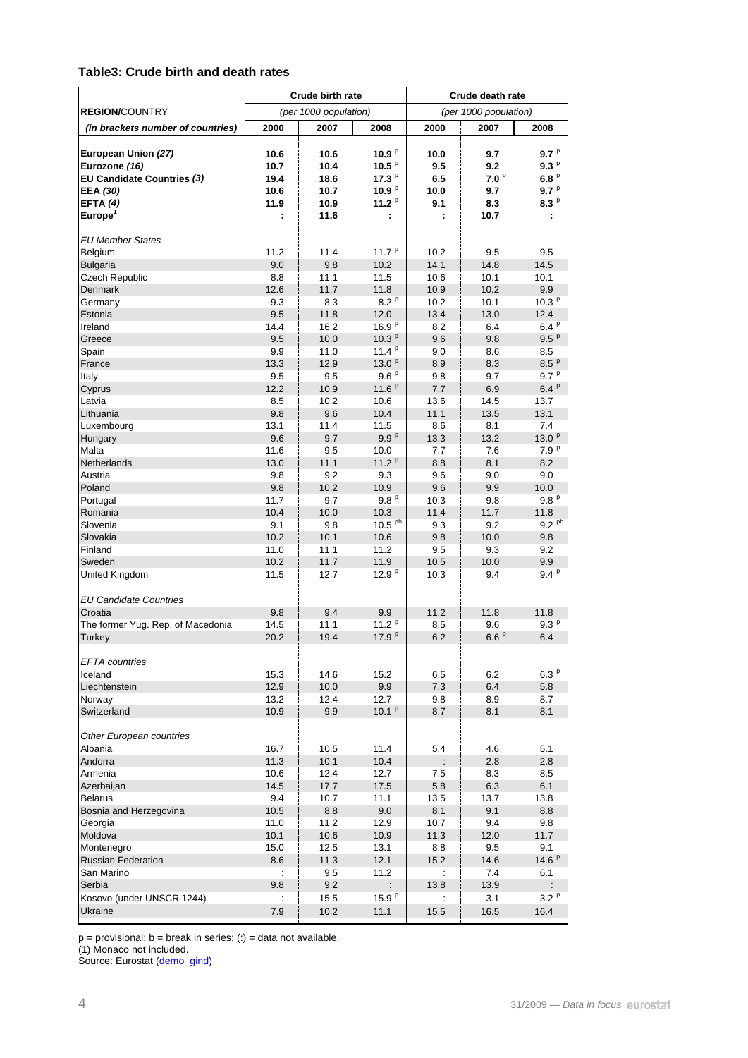## Table3: Crude birth and death rates

| REGION/COUNTRY | Crude birth rate (per 1000 population) | | | Crude death rate (per 1000 population) | | |
|---|---|---|---|---|---|---|
| *(in brackets number of countries)* | 2000 | 2007 | 2008 | 2000 | 2007 | 2008 |
| **European Union *(27)*** | **10.6** | **10.6** | **10.9 p** | **10.0** | **9.7** | **9.7 p** |
| **Eurozone *(16)*** | **10.7** | **10.4** | **10.5 p** | **9.5** | **9.2** | **9.3 p** |
| **EU Candidate Countries *(3)*** | **19.4** | **18.6** | **17.3 p** | **6.5** | **7.0 p** | **6.8 p** |
| **EEA *(30)*** | **10.6** | **10.7** | **10.9 p** | **10.0** | **9.7** | **9.7 p** |
| **EFTA *(4)*** | **11.9** | **10.9** | **11.2 p** | **9.1** | **8.3** | **8.3 p** |
| **Europe[1]** | **:** | **11.6** | **:** | **:** | **10.7** | **:** |
| *EU Member States* | | | | | | |
| Belgium | 11.2 | 11.4 | 11.7 p | 10.2 | 9.5 | 9.5 |
| Bulgaria | 9.0 | 9.8 | 10.2 | 14.1 | 14.8 | 14.5 |
| Czech Republic | 8.8 | 11.1 | 11.5 | 10.6 | 10.1 | 10.1 |
| Denmark | 12.6 | 11.7 | 11.8 | 10.9 | 10.2 | 9.9 |
| Germany | 9.3 | 8.3 | 8.2 p | 10.2 | 10.1 | 10.3 p |
| Estonia | 9.5 | 11.8 | 12.0 | 13.4 | 13.0 | 12.4 |
| Ireland | 14.4 | 16.2 | 16.9 p | 8.2 | 6.4 | 6.4 p |
| Greece | 9.5 | 10.0 | 10.3 p | 9.6 | 9.8 | 9.5 p |
| Spain | 9.9 | 11.0 | 11.4 p | 9.0 | 8.6 | 8.5 |
| France | 13.3 | 12.9 | 13.0 p | 8.9 | 8.3 | 8.5 p |
| Italy | 9.5 | 9.5 | 9.6 p | 9.8 | 9.7 | 9.7 p |
| Cyprus | 12.2 | 10.9 | 11.6 p | 7.7 | 6.9 | 6.4 p |
| Latvia | 8.5 | 10.2 | 10.6 | 13.6 | 14.5 | 13.7 |
| Lithuania | 9.8 | 9.6 | 10.4 | 11.1 | 13.5 | 13.1 |
| Luxembourg | 13.1 | 11.4 | 11.5 | 8.6 | 8.1 | 7.4 |
| Hungary | 9.6 | 9.7 | 9.9 p | 13.3 | 13.2 | 13.0 p |
| Malta | 11.6 | 9.5 | 10.0 | 7.7 | 7.6 | 7.9 p |
| Netherlands | 13.0 | 11.1 | 11.2 p | 8.8 | 8.1 | 8.2 |
| Austria | 9.8 | 9.2 | 9.3 | 9.6 | 9.0 | 9.0 |
| Poland | 9.8 | 10.2 | 10.9 | 9.6 | 9.9 | 10.0 |
| Portugal | 11.7 | 9.7 | 9.8 p | 10.3 | 9.8 | 9.8 p |
| Romania | 10.4 | 10.0 | 10.3 | 11.4 | 11.7 | 11.8 |
| Slovenia | 9.1 | 9.8 | 10.5 pb | 9.3 | 9.2 | 9.2 pb |
| Slovakia | 10.2 | 10.1 | 10.6 | 9.8 | 10.0 | 9.8 |
| Finland | 11.0 | 11.1 | 11.2 | 9.5 | 9.3 | 9.2 |
| Sweden | 10.2 | 11.7 | 11.9 | 10.5 | 10.0 | 9.9 |
| United Kingdom | 11.5 | 12.7 | 12.9 p | 10.3 | 9.4 | 9.4 p |
| *EU Candidate Countries* | | | | | | |
| Croatia | 9.8 | 9.4 | 9.9 | 11.2 | 11.8 | 11.8 |
| The former Yug. Rep. of Macedonia | 14.5 | 11.1 | 11.2 p | 8.5 | 9.6 | 9.3 p |
| Turkey | 20.2 | 19.4 | 17.9 p | 6.2 | 6.6 p | 6.4 |
| *EFTA countries* | | | | | | |
| Iceland | 15.3 | 14.6 | 15.2 | 6.5 | 6.2 | 6.3 p |
| Liechtenstein | 12.9 | 10.0 | 9.9 | 7.3 | 6.4 | 5.8 |
| Norway | 13.2 | 12.4 | 12.7 | 9.8 | 8.9 | 8.7 |
| Switzerland | 10.9 | 9.9 | 10.1 p | 8.7 | 8.1 | 8.1 |
| *Other European countries* | | | | | | |
| Albania | 16.7 | 10.5 | 11.4 | 5.4 | 4.6 | 5.1 |
| Andorra | 11.3 | 10.1 | 10.4 | : | 2.8 | 2.8 |
| Armenia | 10.6 | 12.4 | 12.7 | 7.5 | 8.3 | 8.5 |
| Azerbaijan | 14.5 | 17.7 | 17.5 | 5.8 | 6.3 | 6.1 |
| Belarus | 9.4 | 10.7 | 11.1 | 13.5 | 13.7 | 13.8 |
| Bosnia and Herzegovina | 10.5 | 8.8 | 9.0 | 8.1 | 9.1 | 8.8 |
| Georgia | 11.0 | 11.2 | 12.9 | 10.7 | 9.4 | 9.8 |
| Moldova | 10.1 | 10.6 | 10.9 | 11.3 | 12.0 | 11.7 |
| Montenegro | 15.0 | 12.5 | 13.1 | 8.8 | 9.5 | 9.1 |
| Russian Federation | 8.6 | 11.3 | 12.1 | 15.2 | 14.6 | 14.6 p |
| San Marino | : | 9.5 | 11.2 | : | 7.4 | 6.1 |
| Serbia | 9.8 | 9.2 | : | 13.8 | 13.9 | : |
| Kosovo (under UNSCR 1244) | : | 15.5 | 15.9 p | : | 3.1 | 3.2 p |
| Ukraine | 7.9 | 10.2 | 11.1 | 15.5 | 16.5 | 16.4 |

p = provisional; b = break in series; (:) = data not available.

(1) Monaco not included.

Source: Eurostat (demo_gind)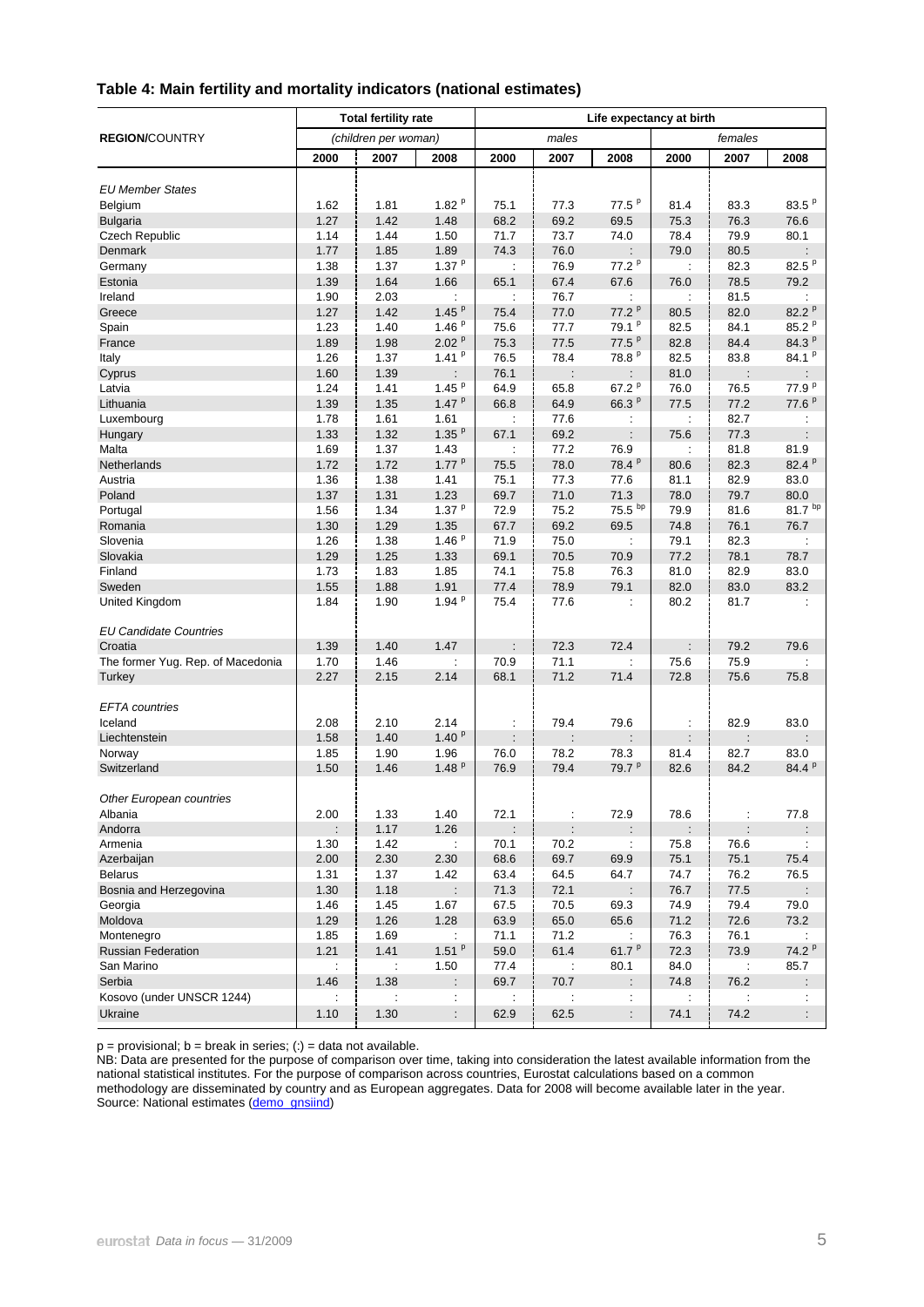## Table 4: Main fertility and mortality indicators (national estimates)

| REGION/COUNTRY | Total fertility rate (children per woman) | | | Life expectancy at birth: males | | | Life expectancy at birth: females | | |
|---|---|---|---|---|---|---|---|---|---|
| | 2000 | 2007 | 2008 | 2000 | 2007 | 2008 | 2000 | 2007 | 2008 |
| *EU Member States* | | | | | | | | | |
| Belgium | 1.62 | 1.81 | 1.82 p | 75.1 | 77.3 | 77.5 p | 81.4 | 83.3 | 83.5 p |
| Bulgaria | 1.27 | 1.42 | 1.48 | 68.2 | 69.2 | 69.5 | 75.3 | 76.3 | 76.6 |
| Czech Republic | 1.14 | 1.44 | 1.50 | 71.7 | 73.7 | 74.0 | 78.4 | 79.9 | 80.1 |
| Denmark | 1.77 | 1.85 | 1.89 | 74.3 | 76.0 | : | 79.0 | 80.5 | : |
| Germany | 1.38 | 1.37 | 1.37 p | : | 76.9 | 77.2 p | : | 82.3 | 82.5 p |
| Estonia | 1.39 | 1.64 | 1.66 | 65.1 | 67.4 | 67.6 | 76.0 | 78.5 | 79.2 |
| Ireland | 1.90 | 2.03 | : | : | 76.7 | : | : | 81.5 | : |
| Greece | 1.27 | 1.42 | 1.45 p | 75.4 | 77.0 | 77.2 p | 80.5 | 82.0 | 82.2 p |
| Spain | 1.23 | 1.40 | 1.46 p | 75.6 | 77.7 | 79.1 p | 82.5 | 84.1 | 85.2 p |
| France | 1.89 | 1.98 | 2.02 p | 75.3 | 77.5 | 77.5 p | 82.8 | 84.4 | 84.3 p |
| Italy | 1.26 | 1.37 | 1.41 p | 76.5 | 78.4 | 78.8 p | 82.5 | 83.8 | 84.1 p |
| Cyprus | 1.60 | 1.39 | : | 76.1 | : | : | 81.0 | : | : |
| Latvia | 1.24 | 1.41 | 1.45 p | 64.9 | 65.8 | 67.2 p | 76.0 | 76.5 | 77.9 p |
| Lithuania | 1.39 | 1.35 | 1.47 p | 66.8 | 64.9 | 66.3 p | 77.5 | 77.2 | 77.6 p |
| Luxembourg | 1.78 | 1.61 | 1.61 | : | 77.6 | : | : | 82.7 | : |
| Hungary | 1.33 | 1.32 | 1.35 p | 67.1 | 69.2 | : | 75.6 | 77.3 | : |
| Malta | 1.69 | 1.37 | 1.43 | : | 77.2 | 76.9 | : | 81.8 | 81.9 |
| Netherlands | 1.72 | 1.72 | 1.77 p | 75.5 | 78.0 | 78.4 p | 80.6 | 82.3 | 82.4 p |
| Austria | 1.36 | 1.38 | 1.41 | 75.1 | 77.3 | 77.6 | 81.1 | 82.9 | 83.0 |
| Poland | 1.37 | 1.31 | 1.23 | 69.7 | 71.0 | 71.3 | 78.0 | 79.7 | 80.0 |
| Portugal | 1.56 | 1.34 | 1.37 p | 72.9 | 75.2 | 75.5 bp | 79.9 | 81.6 | 81.7 bp |
| Romania | 1.30 | 1.29 | 1.35 | 67.7 | 69.2 | 69.5 | 74.8 | 76.1 | 76.7 |
| Slovenia | 1.26 | 1.38 | 1.46 p | 71.9 | 75.0 | : | 79.1 | 82.3 | : |
| Slovakia | 1.29 | 1.25 | 1.33 | 69.1 | 70.5 | 70.9 | 77.2 | 78.1 | 78.7 |
| Finland | 1.73 | 1.83 | 1.85 | 74.1 | 75.8 | 76.3 | 81.0 | 82.9 | 83.0 |
| Sweden | 1.55 | 1.88 | 1.91 | 77.4 | 78.9 | 79.1 | 82.0 | 83.0 | 83.2 |
| United Kingdom | 1.84 | 1.90 | 1.94 p | 75.4 | 77.6 | : | 80.2 | 81.7 | : |
| *EU Candidate Countries* | | | | | | | | | |
| Croatia | 1.39 | 1.40 | 1.47 | : | 72.3 | 72.4 | : | 79.2 | 79.6 |
| The former Yug. Rep. of Macedonia | 1.70 | 1.46 | : | 70.9 | 71.1 | : | 75.6 | 75.9 | : |
| Turkey | 2.27 | 2.15 | 2.14 | 68.1 | 71.2 | 71.4 | 72.8 | 75.6 | 75.8 |
| *EFTA countries* | | | | | | | | | |
| Iceland | 2.08 | 2.10 | 2.14 | : | 79.4 | 79.6 | : | 82.9 | 83.0 |
| Liechtenstein | 1.58 | 1.40 | 1.40 p | : | : | : | : | : | : |
| Norway | 1.85 | 1.90 | 1.96 | 76.0 | 78.2 | 78.3 | 81.4 | 82.7 | 83.0 |
| Switzerland | 1.50 | 1.46 | 1.48 p | 76.9 | 79.4 | 79.7 p | 82.6 | 84.2 | 84.4 p |
| *Other European countries* | | | | | | | | | |
| Albania | 2.00 | 1.33 | 1.40 | 72.1 | : | 72.9 | 78.6 | : | 77.8 |
| Andorra | : | 1.17 | 1.26 | : | : | : | : | : | : |
| Armenia | 1.30 | 1.42 | : | 70.1 | 70.2 | : | 75.8 | 76.6 | : |
| Azerbaijan | 2.00 | 2.30 | 2.30 | 68.6 | 69.7 | 69.9 | 75.1 | 75.1 | 75.4 |
| Belarus | 1.31 | 1.37 | 1.42 | 63.4 | 64.5 | 64.7 | 74.7 | 76.2 | 76.5 |
| Bosnia and Herzegovina | 1.30 | 1.18 | : | 71.3 | 72.1 | : | 76.7 | 77.5 | : |
| Georgia | 1.46 | 1.45 | 1.67 | 67.5 | 70.5 | 69.3 | 74.9 | 79.4 | 79.0 |
| Moldova | 1.29 | 1.26 | 1.28 | 63.9 | 65.0 | 65.6 | 71.2 | 72.6 | 73.2 |
| Montenegro | 1.85 | 1.69 | : | 71.1 | 71.2 | : | 76.3 | 76.1 | : |
| Russian Federation | 1.21 | 1.41 | 1.51 p | 59.0 | 61.4 | 61.7 p | 72.3 | 73.9 | 74.2 p |
| San Marino | : | : | 1.50 | 77.4 | : | 80.1 | 84.0 | : | 85.7 |
| Serbia | 1.46 | 1.38 | : | 69.7 | 70.7 | : | 74.8 | 76.2 | : |
| Kosovo (under UNSCR 1244) | : | : | : | : | : | : | : | : | : |
| Ukraine | 1.10 | 1.30 | : | 62.9 | 62.5 | : | 74.1 | 74.2 | : |

p = provisional; b = break in series; (:) = data not available.

NB: Data are presented for the purpose of comparison over time, taking into consideration the latest available information from the national statistical institutes. For the purpose of comparison across countries, Eurostat calculations based on a common methodology are disseminated by country and as European aggregates. Data for 2008 will become available later in the year.
Source: National estimates (demo_gnsiind)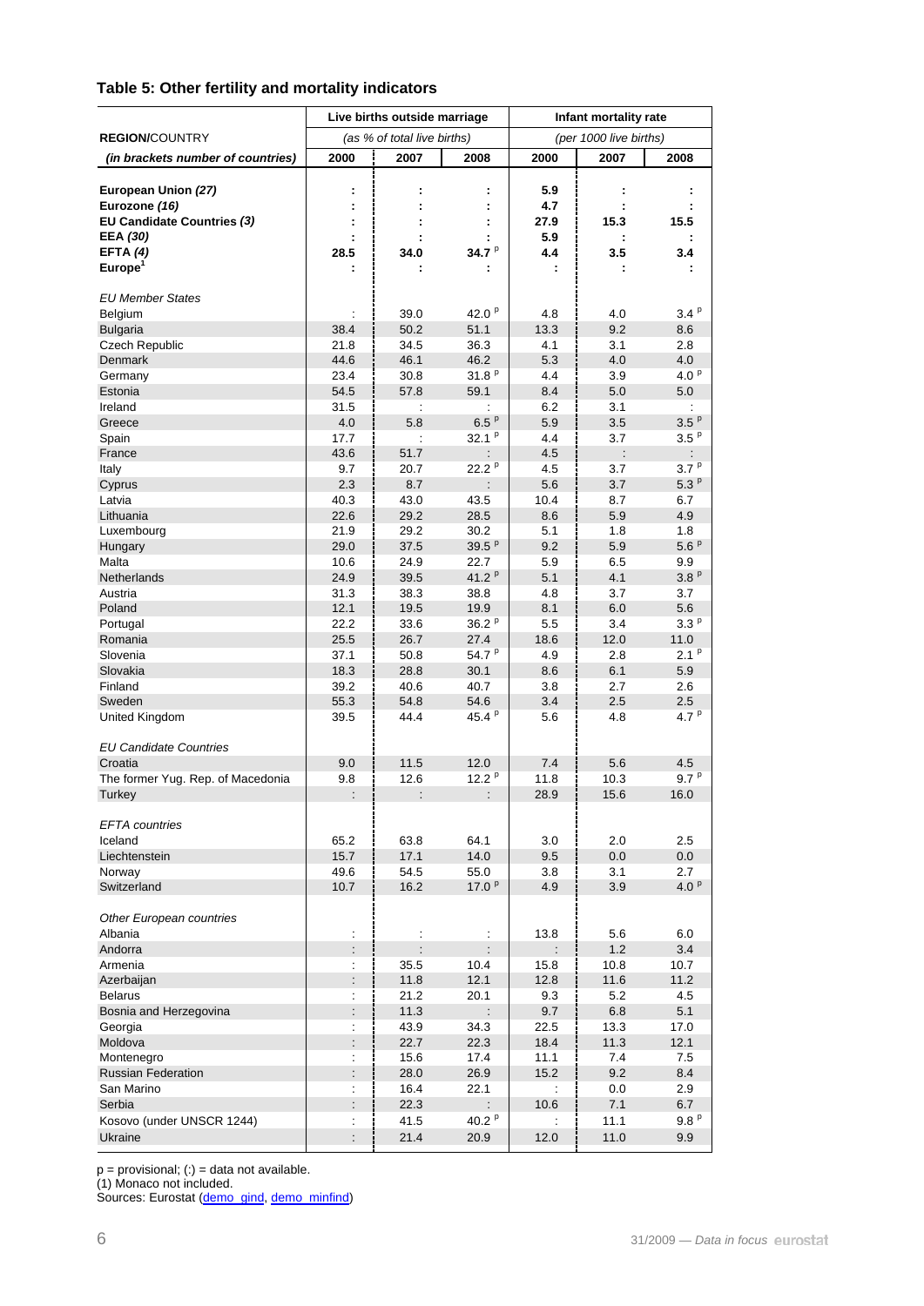## Table 5: Other fertility and mortality indicators

| REGION/COUNTRY | Live births outside marriage (as % of total live births) | | | Infant mortality rate (per 1000 live births) | | |
|---|---|---|---|---|---|---|
| *(in brackets number of countries)* | 2000 | 2007 | 2008 | 2000 | 2007 | 2008 |
| **European Union *(27)*** | : | : | : | **5.9** | : | : |
| **Eurozone *(16)*** | : | : | : | **4.7** | : | : |
| **EU Candidate Countries *(3)*** | : | : | : | **27.9** | **15.3** | **15.5** |
| **EEA *(30)*** | : | : | : | **5.9** | : | : |
| **EFTA *(4)*** | **28.5** | **34.0** | **34.7 p** | **4.4** | **3.5** | **3.4** |
| **Europe[1]** | : | : | : | : | : | : |
| *EU Member States* | | | | | | |
| Belgium | : | 39.0 | 42.0 p | 4.8 | 4.0 | 3.4 p |
| Bulgaria | 38.4 | 50.2 | 51.1 | 13.3 | 9.2 | 8.6 |
| Czech Republic | 21.8 | 34.5 | 36.3 | 4.1 | 3.1 | 2.8 |
| Denmark | 44.6 | 46.1 | 46.2 | 5.3 | 4.0 | 4.0 |
| Germany | 23.4 | 30.8 | 31.8 p | 4.4 | 3.9 | 4.0 p |
| Estonia | 54.5 | 57.8 | 59.1 | 8.4 | 5.0 | 5.0 |
| Ireland | 31.5 | : | : | 6.2 | 3.1 | : |
| Greece | 4.0 | 5.8 | 6.5 p | 5.9 | 3.5 | 3.5 p |
| Spain | 17.7 | : | 32.1 p | 4.4 | 3.7 | 3.5 p |
| France | 43.6 | 51.7 | : | 4.5 | : | : |
| Italy | 9.7 | 20.7 | 22.2 p | 4.5 | 3.7 | 3.7 p |
| Cyprus | 2.3 | 8.7 | : | 5.6 | 3.7 | 5.3 p |
| Latvia | 40.3 | 43.0 | 43.5 | 10.4 | 8.7 | 6.7 |
| Lithuania | 22.6 | 29.2 | 28.5 | 8.6 | 5.9 | 4.9 |
| Luxembourg | 21.9 | 29.2 | 30.2 | 5.1 | 1.8 | 1.8 |
| Hungary | 29.0 | 37.5 | 39.5 p | 9.2 | 5.9 | 5.6 p |
| Malta | 10.6 | 24.9 | 22.7 | 5.9 | 6.5 | 9.9 |
| Netherlands | 24.9 | 39.5 | 41.2 p | 5.1 | 4.1 | 3.8 p |
| Austria | 31.3 | 38.3 | 38.8 | 4.8 | 3.7 | 3.7 |
| Poland | 12.1 | 19.5 | 19.9 | 8.1 | 6.0 | 5.6 |
| Portugal | 22.2 | 33.6 | 36.2 p | 5.5 | 3.4 | 3.3 p |
| Romania | 25.5 | 26.7 | 27.4 | 18.6 | 12.0 | 11.0 |
| Slovenia | 37.1 | 50.8 | 54.7 p | 4.9 | 2.8 | 2.1 p |
| Slovakia | 18.3 | 28.8 | 30.1 | 8.6 | 6.1 | 5.9 |
| Finland | 39.2 | 40.6 | 40.7 | 3.8 | 2.7 | 2.6 |
| Sweden | 55.3 | 54.8 | 54.6 | 3.4 | 2.5 | 2.5 |
| United Kingdom | 39.5 | 44.4 | 45.4 p | 5.6 | 4.8 | 4.7 p |
| *EU Candidate Countries* | | | | | | |
| Croatia | 9.0 | 11.5 | 12.0 | 7.4 | 5.6 | 4.5 |
| The former Yug. Rep. of Macedonia | 9.8 | 12.6 | 12.2 p | 11.8 | 10.3 | 9.7 p |
| Turkey | : | : | : | 28.9 | 15.6 | 16.0 |
| *EFTA countries* | | | | | | |
| Iceland | 65.2 | 63.8 | 64.1 | 3.0 | 2.0 | 2.5 |
| Liechtenstein | 15.7 | 17.1 | 14.0 | 9.5 | 0.0 | 0.0 |
| Norway | 49.6 | 54.5 | 55.0 | 3.8 | 3.1 | 2.7 |
| Switzerland | 10.7 | 16.2 | 17.0 p | 4.9 | 3.9 | 4.0 p |
| *Other European countries* | | | | | | |
| Albania | : | : | : | 13.8 | 5.6 | 6.0 |
| Andorra | : | : | : | : | 1.2 | 3.4 |
| Armenia | : | 35.5 | 10.4 | 15.8 | 10.8 | 10.7 |
| Azerbaijan | : | 11.8 | 12.1 | 12.8 | 11.6 | 11.2 |
| Belarus | : | 21.2 | 20.1 | 9.3 | 5.2 | 4.5 |
| Bosnia and Herzegovina | : | 11.3 | : | 9.7 | 6.8 | 5.1 |
| Georgia | : | 43.9 | 34.3 | 22.5 | 13.3 | 17.0 |
| Moldova | : | 22.7 | 22.3 | 18.4 | 11.3 | 12.1 |
| Montenegro | : | 15.6 | 17.4 | 11.1 | 7.4 | 7.5 |
| Russian Federation | : | 28.0 | 26.9 | 15.2 | 9.2 | 8.4 |
| San Marino | : | 16.4 | 22.1 | : | 0.0 | 2.9 |
| Serbia | : | 22.3 | : | 10.6 | 7.1 | 6.7 |
| Kosovo (under UNSCR 1244) | : | 41.5 | 40.2 p | : | 11.1 | 9.8 p |
| Ukraine | : | 21.4 | 20.9 | 12.0 | 11.0 | 9.9 |

p = provisional; (:) = data not available.
(1) Monaco not included.
Sources: Eurostat (demo_gind, demo_minfind)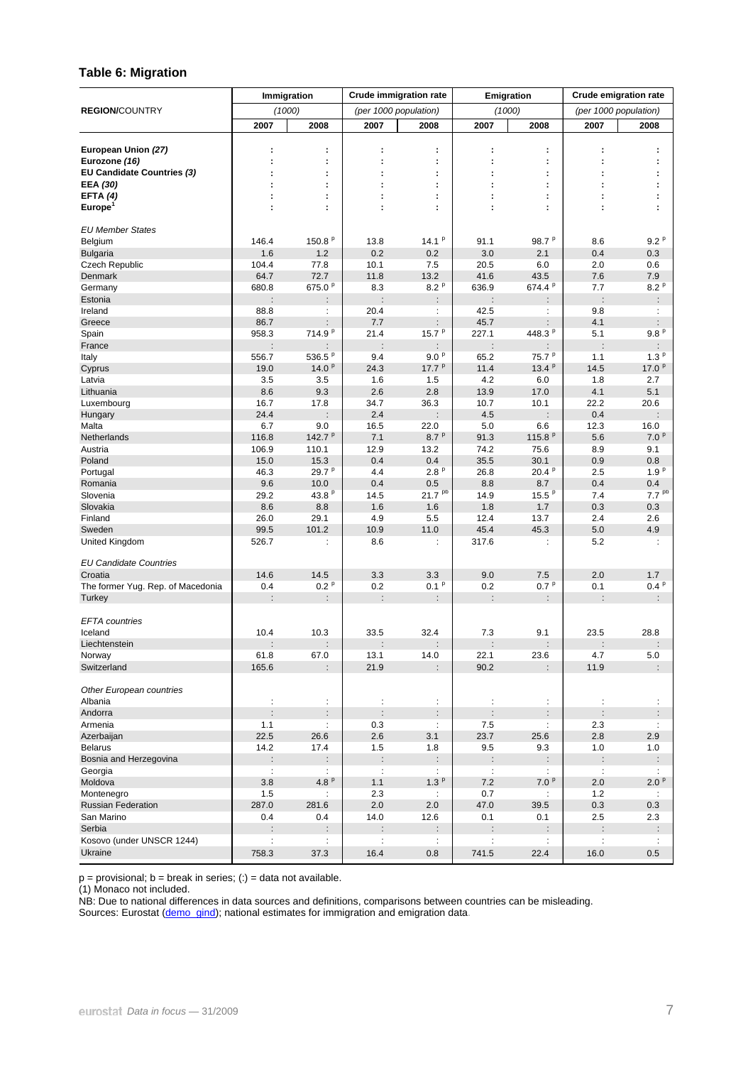## Table 6: Migration

| REGION/COUNTRY | Immigration (1000) | | Crude immigration rate (per 1000 population) | | Emigration (1000) | | Crude emigration rate (per 1000 population) | |
|---|---|---|---|---|---|---|---|---|
| | 2007 | 2008 | 2007 | 2008 | 2007 | 2008 | 2007 | 2008 |
| **European Union *(27)*** | : | : | : | : | : | : | : | : |
| **Eurozone *(16)*** | : | : | : | : | : | : | : | : |
| **EU Candidate Countries *(3)*** | : | : | : | : | : | : | : | : |
| **EEA *(30)*** | : | : | : | : | : | : | : | : |
| **EFTA *(4)*** | : | : | : | : | : | : | : | : |
| **Europe[1]** | : | : | : | : | : | : | : | : |
| *EU Member States* | | | | | | | | |
| Belgium | 146.4 | 150.8 p | 13.8 | 14.1 p | 91.1 | 98.7 p | 8.6 | 9.2 p |
| Bulgaria | 1.6 | 1.2 | 0.2 | 0.2 | 3.0 | 2.1 | 0.4 | 0.3 |
| Czech Republic | 104.4 | 77.8 | 10.1 | 7.5 | 20.5 | 6.0 | 2.0 | 0.6 |
| Denmark | 64.7 | 72.7 | 11.8 | 13.2 | 41.6 | 43.5 | 7.6 | 7.9 |
| Germany | 680.8 | 675.0 p | 8.3 | 8.2 p | 636.9 | 674.4 p | 7.7 | 8.2 p |
| Estonia | : | : | : | : | : | : | : | : |
| Ireland | 88.8 | : | 20.4 | : | 42.5 | : | 9.8 | : |
| Greece | 86.7 | : | 7.7 | : | 45.7 | : | 4.1 | : |
| Spain | 958.3 | 714.9 p | 21.4 | 15.7 p | 227.1 | 448.3 p | 5.1 | 9.8 p |
| France | : | : | : | : | : | : | : | : |
| Italy | 556.7 | 536.5 p | 9.4 | 9.0 p | 65.2 | 75.7 p | 1.1 | 1.3 p |
| Cyprus | 19.0 | 14.0 p | 24.3 | 17.7 p | 11.4 | 13.4 p | 14.5 | 17.0 p |
| Latvia | 3.5 | 3.5 | 1.6 | 1.5 | 4.2 | 6.0 | 1.8 | 2.7 |
| Lithuania | 8.6 | 9.3 | 2.6 | 2.8 | 13.9 | 17.0 | 4.1 | 5.1 |
| Luxembourg | 16.7 | 17.8 | 34.7 | 36.3 | 10.7 | 10.1 | 22.2 | 20.6 |
| Hungary | 24.4 | : | 2.4 | : | 4.5 | : | 0.4 | : |
| Malta | 6.7 | 9.0 | 16.5 | 22.0 | 5.0 | 6.6 | 12.3 | 16.0 |
| Netherlands | 116.8 | 142.7 p | 7.1 | 8.7 p | 91.3 | 115.8 p | 5.6 | 7.0 p |
| Austria | 106.9 | 110.1 | 12.9 | 13.2 | 74.2 | 75.6 | 8.9 | 9.1 |
| Poland | 15.0 | 15.3 | 0.4 | 0.4 | 35.5 | 30.1 | 0.9 | 0.8 |
| Portugal | 46.3 | 29.7 p | 4.4 | 2.8 p | 26.8 | 20.4 p | 2.5 | 1.9 p |
| Romania | 9.6 | 10.0 | 0.4 | 0.5 | 8.8 | 8.7 | 0.4 | 0.4 |
| Slovenia | 29.2 | 43.8 p | 14.5 | 21.7 pb | 14.9 | 15.5 p | 7.4 | 7.7 pb |
| Slovakia | 8.6 | 8.8 | 1.6 | 1.6 | 1.8 | 1.7 | 0.3 | 0.3 |
| Finland | 26.0 | 29.1 | 4.9 | 5.5 | 12.4 | 13.7 | 2.4 | 2.6 |
| Sweden | 99.5 | 101.2 | 10.9 | 11.0 | 45.4 | 45.3 | 5.0 | 4.9 |
| United Kingdom | 526.7 | : | 8.6 | : | 317.6 | : | 5.2 | : |
| *EU Candidate Countries* | | | | | | | | |
| Croatia | 14.6 | 14.5 | 3.3 | 3.3 | 9.0 | 7.5 | 2.0 | 1.7 |
| The former Yug. Rep. of Macedonia | 0.4 | 0.2 p | 0.2 | 0.1 p | 0.2 | 0.7 p | 0.1 | 0.4 p |
| Turkey | : | : | : | : | : | : | : | : |
| *EFTA countries* | | | | | | | | |
| Iceland | 10.4 | 10.3 | 33.5 | 32.4 | 7.3 | 9.1 | 23.5 | 28.8 |
| Liechtenstein | : | : | : | : | : | : | : | : |
| Norway | 61.8 | 67.0 | 13.1 | 14.0 | 22.1 | 23.6 | 4.7 | 5.0 |
| Switzerland | 165.6 | : | 21.9 | : | 90.2 | : | 11.9 | : |
| *Other European countries* | | | | | | | | |
| Albania | : | : | : | : | : | : | : | : |
| Andorra | : | : | : | : | : | : | : | : |
| Armenia | 1.1 | : | 0.3 | : | 7.5 | : | 2.3 | : |
| Azerbaijan | 22.5 | 26.6 | 2.6 | 3.1 | 23.7 | 25.6 | 2.8 | 2.9 |
| Belarus | 14.2 | 17.4 | 1.5 | 1.8 | 9.5 | 9.3 | 1.0 | 1.0 |
| Bosnia and Herzegovina | : | : | : | : | : | : | : | : |
| Georgia | : | : | : | : | : | : | : | : |
| Moldova | 3.8 | 4.8 p | 1.1 | 1.3 p | 7.2 | 7.0 p | 2.0 | 2.0 p |
| Montenegro | 1.5 | : | 2.3 | : | 0.7 | : | 1.2 | : |
| Russian Federation | 287.0 | 281.6 | 2.0 | 2.0 | 47.0 | 39.5 | 0.3 | 0.3 |
| San Marino | 0.4 | 0.4 | 14.0 | 12.6 | 0.1 | 0.1 | 2.5 | 2.3 |
| Serbia | : | : | : | : | : | : | : | : |
| Kosovo (under UNSCR 1244) | : | : | : | : | : | : | : | : |
| Ukraine | 758.3 | 37.3 | 16.4 | 0.8 | 741.5 | 22.4 | 16.0 | 0.5 |

p = provisional; b = break in series; (:) = data not available.

(1) Monaco not included.

NB: Due to national differences in data sources and definitions, comparisons between countries can be misleading.

Sources: Eurostat (demo_gind); national estimates for immigration and emigration data.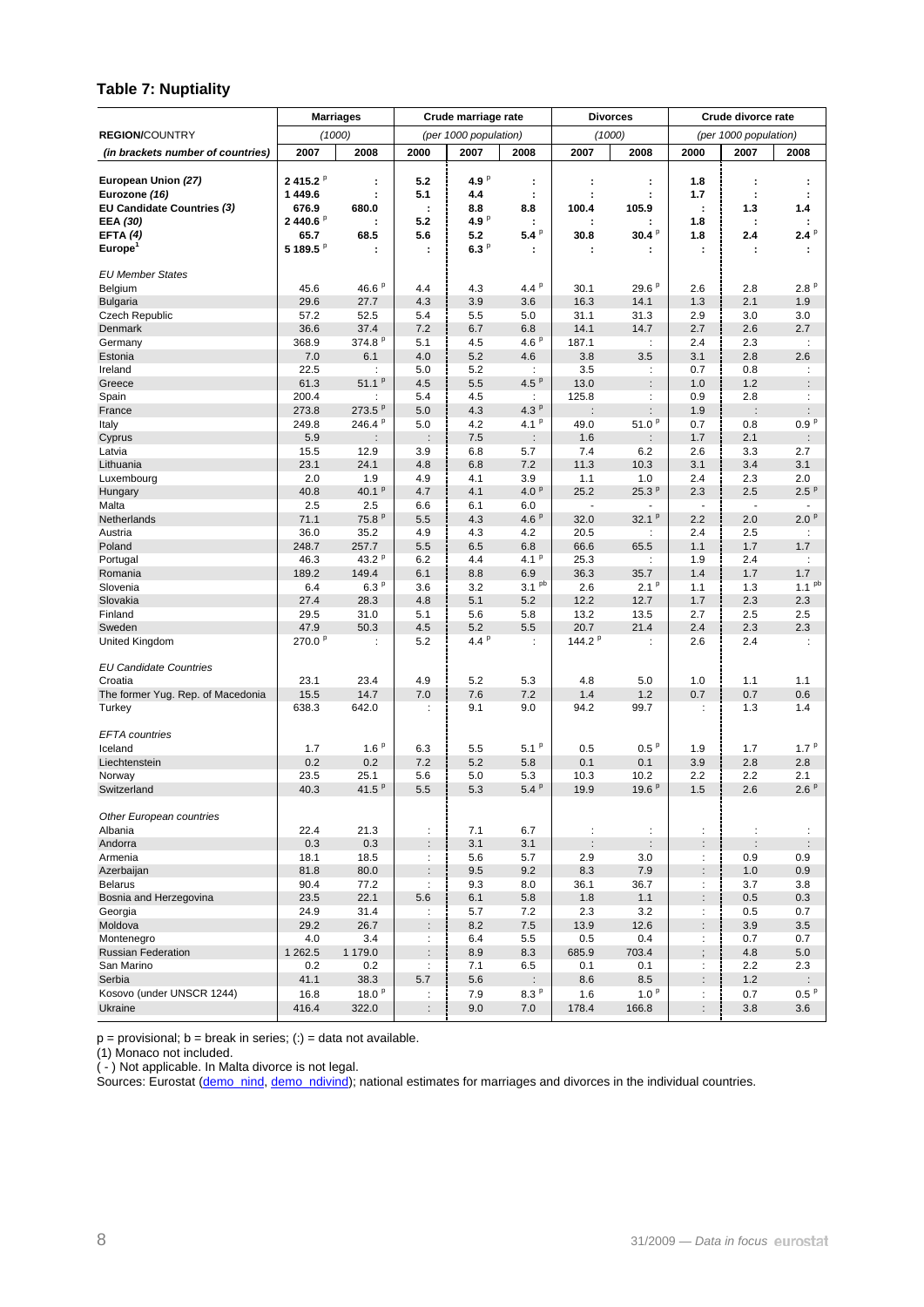## Table 7: Nuptiality

| REGION/COUNTRY | Marriages | | Crude marriage rate | | | Divorces | | Crude divorce rate | | |
|---|---|---|---|---|---|---|---|---|---|---|
| | (1000) | | (per 1000 population) | | | (1000) | | (per 1000 population) | | |
| (in brackets number of countries) | 2007 | 2008 | 2000 | 2007 | 2008 | 2007 | 2008 | 2000 | 2007 | 2008 |
| **European Union (27)** | **2 415.2 p** | **:** | **5.2** | **4.9 p** | **:** | **:** | **:** | **1.8** | **:** | **:** |
| **Eurozone (16)** | **1 449.6** | **:** | **5.1** | **4.4** | **:** | **:** | **:** | **1.7** | **:** | **:** |
| **EU Candidate Countries (3)** | **676.9** | **680.0** | **:** | **8.8** | **8.8** | **100.4** | **105.9** | **:** | **1.3** | **1.4** |
| **EEA (30)** | **2 440.6 p** | **:** | **5.2** | **4.9 p** | **:** | **:** | **:** | **1.8** | **:** | **:** |
| **EFTA (4)** | **65.7** | **68.5** | **5.6** | **5.2** | **5.4 p** | **30.8** | **30.4 p** | **1.8** | **2.4** | **2.4 p** |
| **Europe[1]** | **5 189.5 p** | **:** | **:** | **6.3 p** | **:** | **:** | **:** | **:** | **:** | **:** |
| *EU Member States* | | | | | | | | | | |
| Belgium | 45.6 | 46.6 p | 4.4 | 4.3 | 4.4 p | 30.1 | 29.6 p | 2.6 | 2.8 | 2.8 p |
| Bulgaria | 29.6 | 27.7 | 4.3 | 3.9 | 3.6 | 16.3 | 14.1 | 1.3 | 2.1 | 1.9 |
| Czech Republic | 57.2 | 52.5 | 5.4 | 5.5 | 5.0 | 31.1 | 31.3 | 2.9 | 3.0 | 3.0 |
| Denmark | 36.6 | 37.4 | 7.2 | 6.7 | 6.8 | 14.1 | 14.7 | 2.7 | 2.6 | 2.7 |
| Germany | 368.9 | 374.8 p | 5.1 | 4.5 | 4.6 p | 187.1 | : | 2.4 | 2.3 | : |
| Estonia | 7.0 | 6.1 | 4.0 | 5.2 | 4.6 | 3.8 | 3.5 | 3.1 | 2.8 | 2.6 |
| Ireland | 22.5 | : | 5.0 | 5.2 | : | 3.5 | : | 0.7 | 0.8 | : |
| Greece | 61.3 | 51.1 p | 4.5 | 5.5 | 4.5 p | 13.0 | : | 1.0 | 1.2 | : |
| Spain | 200.4 | : | 5.4 | 4.5 | : | 125.8 | : | 0.9 | 2.8 | : |
| France | 273.8 | 273.5 p | 5.0 | 4.3 | 4.3 p | : | : | 1.9 | : | : |
| Italy | 249.8 | 246.4 p | 5.0 | 4.2 | 4.1 p | 49.0 | 51.0 p | 0.7 | 0.8 | 0.9 p |
| Cyprus | 5.9 | : | : | 7.5 | : | 1.6 | : | 1.7 | 2.1 | : |
| Latvia | 15.5 | 12.9 | 3.9 | 6.8 | 5.7 | 7.4 | 6.2 | 2.6 | 3.3 | 2.7 |
| Lithuania | 23.1 | 24.1 | 4.8 | 6.8 | 7.2 | 11.3 | 10.3 | 3.1 | 3.4 | 3.1 |
| Luxembourg | 2.0 | 1.9 | 4.9 | 4.1 | 3.9 | 1.1 | 1.0 | 2.4 | 2.3 | 2.0 |
| Hungary | 40.8 | 40.1 p | 4.7 | 4.1 | 4.0 p | 25.2 | 25.3 p | 2.3 | 2.5 | 2.5 p |
| Malta | 2.5 | 2.5 | 6.6 | 6.1 | 6.0 | - | - | - | - | - |
| Netherlands | 71.1 | 75.8 p | 5.5 | 4.3 | 4.6 p | 32.0 | 32.1 p | 2.2 | 2.0 | 2.0 p |
| Austria | 36.0 | 35.2 | 4.9 | 4.3 | 4.2 | 20.5 | : | 2.4 | 2.5 | : |
| Poland | 248.7 | 257.7 | 5.5 | 6.5 | 6.8 | 66.6 | 65.5 | 1.1 | 1.7 | 1.7 |
| Portugal | 46.3 | 43.2 p | 6.2 | 4.4 | 4.1 p | 25.3 | : | 1.9 | 2.4 | : |
| Romania | 189.2 | 149.4 | 6.1 | 8.8 | 6.9 | 36.3 | 35.7 | 1.4 | 1.7 | 1.7 |
| Slovenia | 6.4 | 6.3 p | 3.6 | 3.2 | 3.1 pb | 2.6 | 2.1 p | 1.1 | 1.3 | 1.1 pb |
| Slovakia | 27.4 | 28.3 | 4.8 | 5.1 | 5.2 | 12.2 | 12.7 | 1.7 | 2.3 | 2.3 |
| Finland | 29.5 | 31.0 | 5.1 | 5.6 | 5.8 | 13.2 | 13.5 | 2.7 | 2.5 | 2.5 |
| Sweden | 47.9 | 50.3 | 4.5 | 5.2 | 5.5 | 20.7 | 21.4 | 2.4 | 2.3 | 2.3 |
| United Kingdom | 270.0 p | : | 5.2 | 4.4 p | : | 144.2 p | : | 2.6 | 2.4 | : |
| *EU Candidate Countries* | | | | | | | | | | |
| Croatia | 23.1 | 23.4 | 4.9 | 5.2 | 5.3 | 4.8 | 5.0 | 1.0 | 1.1 | 1.1 |
| The former Yug. Rep. of Macedonia | 15.5 | 14.7 | 7.0 | 7.6 | 7.2 | 1.4 | 1.2 | 0.7 | 0.7 | 0.6 |
| Turkey | 638.3 | 642.0 | : | 9.1 | 9.0 | 94.2 | 99.7 | : | 1.3 | 1.4 |
| *EFTA countries* | | | | | | | | | | |
| Iceland | 1.7 | 1.6 p | 6.3 | 5.5 | 5.1 p | 0.5 | 0.5 p | 1.9 | 1.7 | 1.7 p |
| Liechtenstein | 0.2 | 0.2 | 7.2 | 5.2 | 5.8 | 0.1 | 0.1 | 3.9 | 2.8 | 2.8 |
| Norway | 23.5 | 25.1 | 5.6 | 5.0 | 5.3 | 10.3 | 10.2 | 2.2 | 2.2 | 2.1 |
| Switzerland | 40.3 | 41.5 p | 5.5 | 5.3 | 5.4 p | 19.9 | 19.6 p | 1.5 | 2.6 | 2.6 p |
| *Other European countries* | | | | | | | | | | |
| Albania | 22.4 | 21.3 | : | 7.1 | 6.7 | : | : | : | : | : |
| Andorra | 0.3 | 0.3 | : | 3.1 | 3.1 | : | : | : | : | : |
| Armenia | 18.1 | 18.5 | : | 5.6 | 5.7 | 2.9 | 3.0 | : | 0.9 | 0.9 |
| Azerbaijan | 81.8 | 80.0 | : | 9.5 | 9.2 | 8.3 | 7.9 | : | 1.0 | 0.9 |
| Belarus | 90.4 | 77.2 | : | 9.3 | 8.0 | 36.1 | 36.7 | : | 3.7 | 3.8 |
| Bosnia and Herzegovina | 23.5 | 22.1 | 5.6 | 6.1 | 5.8 | 1.8 | 1.1 | : | 0.5 | 0.3 |
| Georgia | 24.9 | 31.4 | : | 5.7 | 7.2 | 2.3 | 3.2 | : | 0.5 | 0.7 |
| Moldova | 29.2 | 26.7 | : | 8.2 | 7.5 | 13.9 | 12.6 | : | 3.9 | 3.5 |
| Montenegro | 4.0 | 3.4 | : | 6.4 | 5.5 | 0.5 | 0.4 | : | 0.7 | 0.7 |
| Russian Federation | 1 262.5 | 1 179.0 | : | 8.9 | 8.3 | 685.9 | 703.4 | : | 4.8 | 5.0 |
| San Marino | 0.2 | 0.2 | : | 7.1 | 6.5 | 0.1 | 0.1 | : | 2.2 | 2.3 |
| Serbia | 41.1 | 38.3 | 5.7 | 5.6 | : | 8.6 | 8.5 | : | 1.2 | : |
| Kosovo (under UNSCR 1244) | 16.8 | 18.0 p | : | 7.9 | 8.3 p | 1.6 | 1.0 p | : | 0.7 | 0.5 p |
| Ukraine | 416.4 | 322.0 | : | 9.0 | 7.0 | 178.4 | 166.8 | : | 3.8 | 3.6 |

p = provisional; b = break in series; (:) = data not available.

(1) Monaco not included.

( - ) Not applicable. In Malta divorce is not legal.

Sources: Eurostat (demo_nind, demo_ndivind); national estimates for marriages and divorces in the individual countries.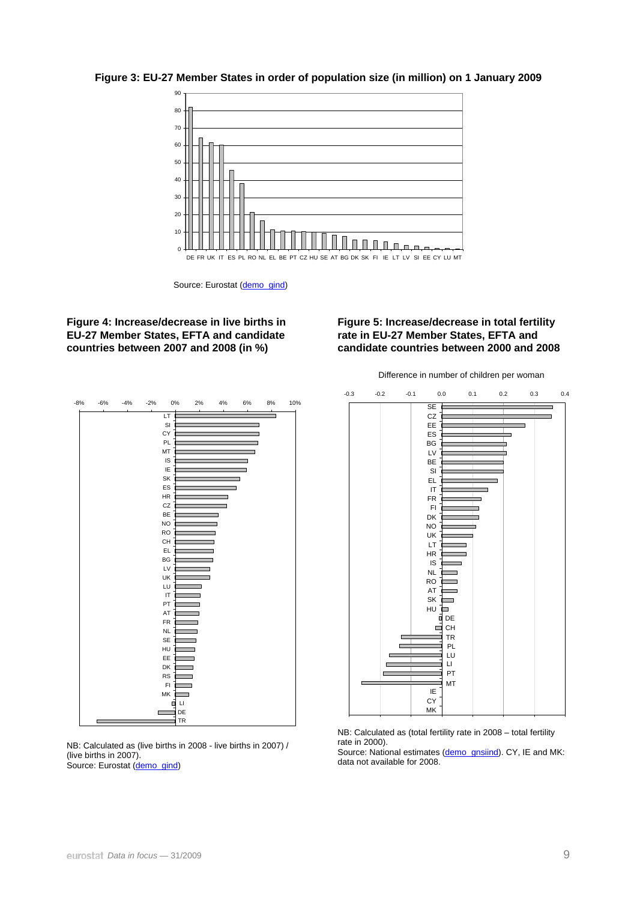**Figure 3: EU-27 Member States in order of population size (in million) on 1 January 2009**

Source: Eurostat (demo_gind)

**Figure 4: Increase/decrease in live births in EU-27 Member States, EFTA and candidate countries between 2007 and 2008 (in %)**

NB: Calculated as (live births in 2008 - live births in 2007) / (live births in 2007).
Source: Eurostat (demo_gind)

**Figure 5: Increase/decrease in total fertility rate in EU-27 Member States, EFTA and candidate countries between 2000 and 2008**

Difference in number of children per woman

NB: Calculated as (total fertility rate in 2008 – total fertility rate in 2000).
Source: National estimates (demo_gnsiind). CY, IE and MK: data not available for 2008.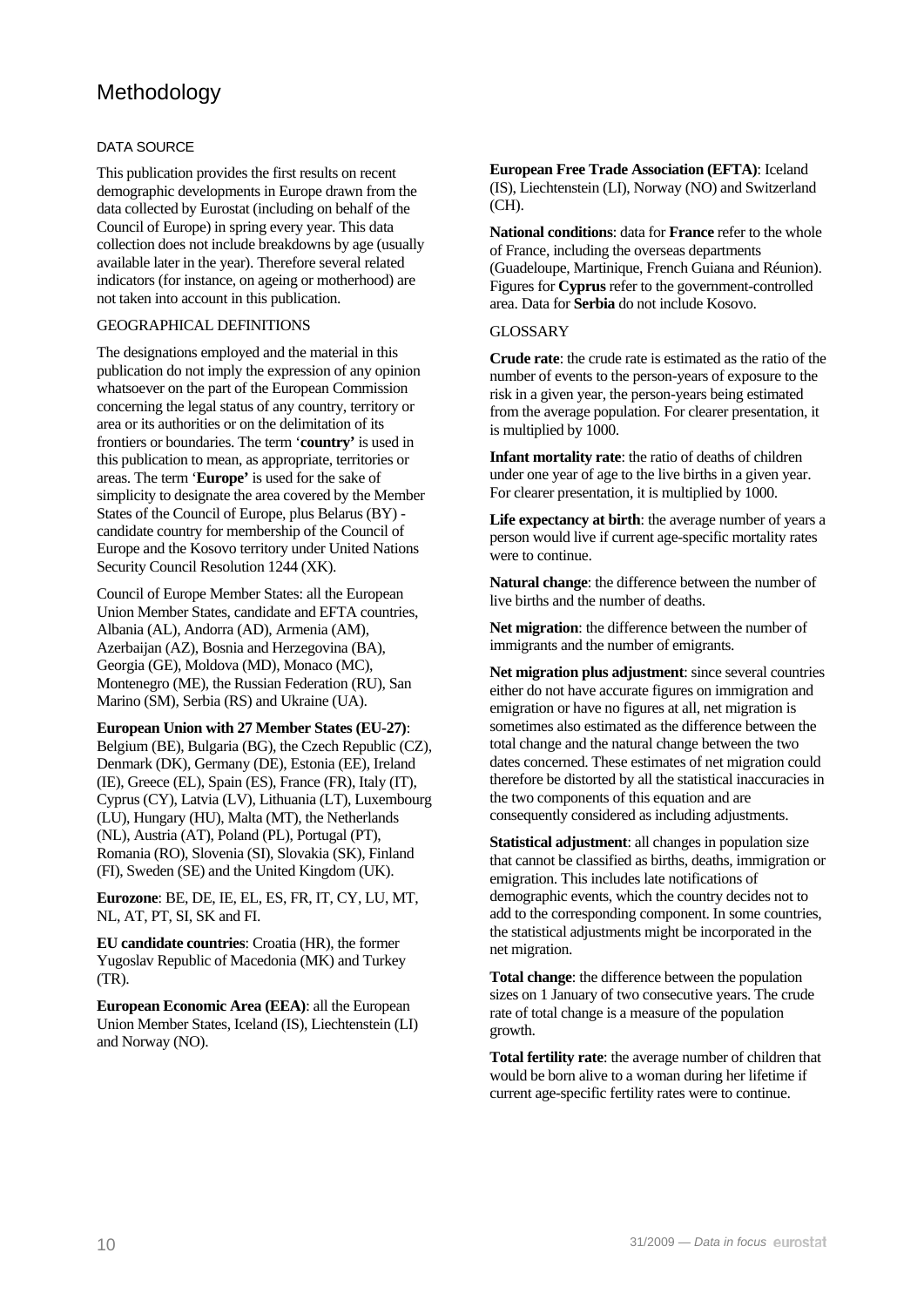# Methodology

## DATA SOURCE

This publication provides the first results on recent demographic developments in Europe drawn from the data collected by Eurostat (including on behalf of the Council of Europe) in spring every year. This data collection does not include breakdowns by age (usually available later in the year). Therefore several related indicators (for instance, on ageing or motherhood) are not taken into account in this publication.

## GEOGRAPHICAL DEFINITIONS

The designations employed and the material in this publication do not imply the expression of any opinion whatsoever on the part of the European Commission concerning the legal status of any country, territory or area or its authorities or on the delimitation of its frontiers or boundaries. The term '**country'** is used in this publication to mean, as appropriate, territories or areas. The term '**Europe'** is used for the sake of simplicity to designate the area covered by the Member States of the Council of Europe, plus Belarus (BY) - candidate country for membership of the Council of Europe and the Kosovo territory under United Nations Security Council Resolution 1244 (XK).

Council of Europe Member States: all the European Union Member States, candidate and EFTA countries, Albania (AL), Andorra (AD), Armenia (AM), Azerbaijan (AZ), Bosnia and Herzegovina (BA), Georgia (GE), Moldova (MD), Monaco (MC), Montenegro (ME), the Russian Federation (RU), San Marino (SM), Serbia (RS) and Ukraine (UA).

**European Union with 27 Member States (EU-27)**: Belgium (BE), Bulgaria (BG), the Czech Republic (CZ), Denmark (DK), Germany (DE), Estonia (EE), Ireland (IE), Greece (EL), Spain (ES), France (FR), Italy (IT), Cyprus (CY), Latvia (LV), Lithuania (LT), Luxembourg (LU), Hungary (HU), Malta (MT), the Netherlands (NL), Austria (AT), Poland (PL), Portugal (PT), Romania (RO), Slovenia (SI), Slovakia (SK), Finland (FI), Sweden (SE) and the United Kingdom (UK).

**Eurozone**: BE, DE, IE, EL, ES, FR, IT, CY, LU, MT, NL, AT, PT, SI, SK and FI.

**EU candidate countries**: Croatia (HR), the former Yugoslav Republic of Macedonia (MK) and Turkey (TR).

**European Economic Area (EEA)**: all the European Union Member States, Iceland (IS), Liechtenstein (LI) and Norway (NO).

**European Free Trade Association (EFTA)**: Iceland (IS), Liechtenstein (LI), Norway (NO) and Switzerland (CH).

**National conditions**: data for **France** refer to the whole of France, including the overseas departments (Guadeloupe, Martinique, French Guiana and Réunion). Figures for **Cyprus** refer to the government-controlled area. Data for **Serbia** do not include Kosovo.

## GLOSSARY

**Crude rate**: the crude rate is estimated as the ratio of the number of events to the person-years of exposure to the risk in a given year, the person-years being estimated from the average population. For clearer presentation, it is multiplied by 1000.

**Infant mortality rate**: the ratio of deaths of children under one year of age to the live births in a given year. For clearer presentation, it is multiplied by 1000.

**Life expectancy at birth**: the average number of years a person would live if current age-specific mortality rates were to continue.

**Natural change**: the difference between the number of live births and the number of deaths.

**Net migration**: the difference between the number of immigrants and the number of emigrants.

**Net migration plus adjustment**: since several countries either do not have accurate figures on immigration and emigration or have no figures at all, net migration is sometimes also estimated as the difference between the total change and the natural change between the two dates concerned. These estimates of net migration could therefore be distorted by all the statistical inaccuracies in the two components of this equation and are consequently considered as including adjustments.

**Statistical adjustment**: all changes in population size that cannot be classified as births, deaths, immigration or emigration. This includes late notifications of demographic events, which the country decides not to add to the corresponding component. In some countries, the statistical adjustments might be incorporated in the net migration.

**Total change**: the difference between the population sizes on 1 January of two consecutive years. The crude rate of total change is a measure of the population growth.

**Total fertility rate**: the average number of children that would be born alive to a woman during her lifetime if current age-specific fertility rates were to continue.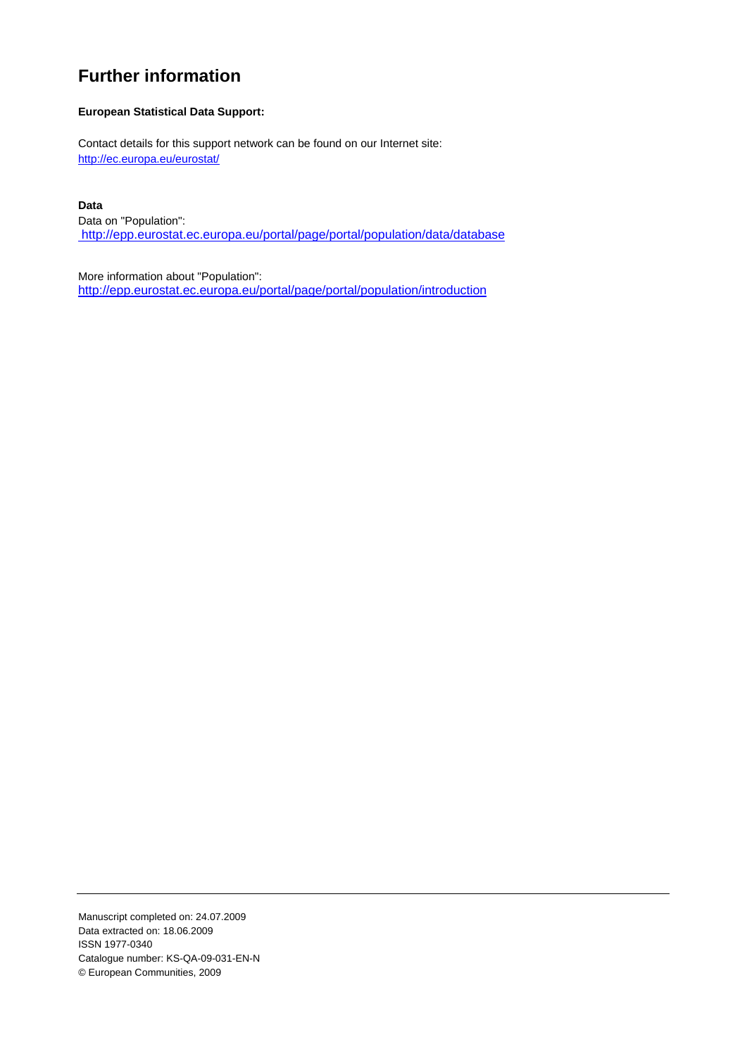# Further information

**European Statistical Data Support:**

Contact details for this support network can be found on our Internet site:
http://ec.europa.eu/eurostat/

**Data**

Data on "Population":
http://epp.eurostat.ec.europa.eu/portal/page/portal/population/data/database

More information about "Population":
http://epp.eurostat.ec.europa.eu/portal/page/portal/population/introduction

---

Manuscript completed on: 24.07.2009
Data extracted on: 18.06.2009
ISSN 1977-0340
Catalogue number: KS-QA-09-031-EN-N
© European Communities, 2009